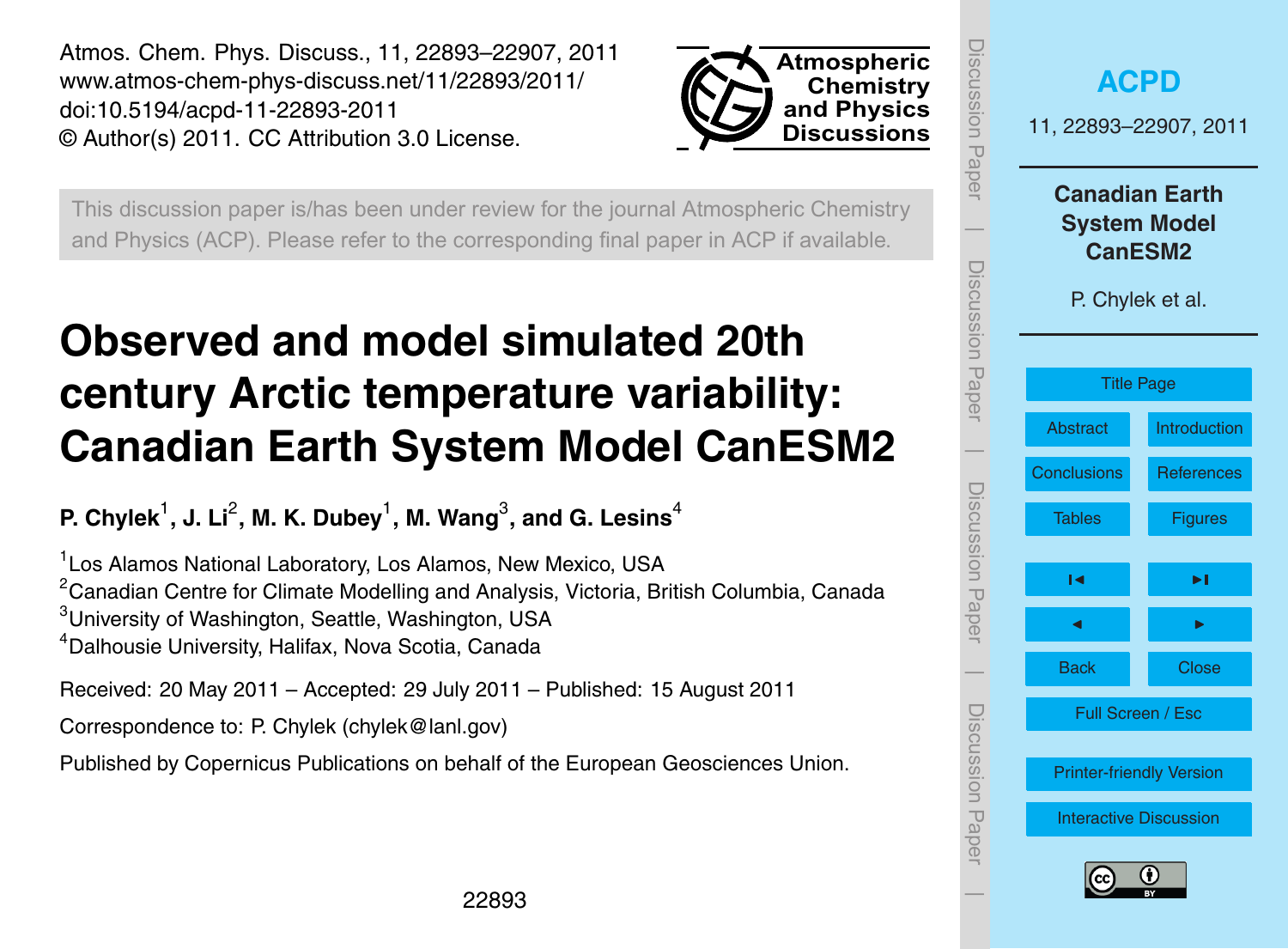Atmos. Chem. Phys. Discuss., 11, 22893–22907, 2011
www.atmos-chem-phys-discuss.net/11/22893/2011/
doi:10.5194/acpd-11-22893-2011
© Author(s) 2011. CC Attribution 3.0 License.

This discussion paper is/has been under review for the journal Atmospheric Chemistry and Physics (ACP). Please refer to the corresponding final paper in ACP if available.

# Observed and model simulated 20th century Arctic temperature variability: Canadian Earth System Model CanESM2

**P. Chylek[1], J. Li[2], M. K. Dubey[1], M. Wang[3], and G. Lesins[4]**

[1]Los Alamos National Laboratory, Los Alamos, New Mexico, USA
[2]Canadian Centre for Climate Modelling and Analysis, Victoria, British Columbia, Canada
[3]University of Washington, Seattle, Washington, USA
[4]Dalhousie University, Halifax, Nova Scotia, Canada

Received: 20 May 2011 – Accepted: 29 July 2011 – Published: 15 August 2011

Correspondence to: P. Chylek (chylek@lanl.gov)

Published by Copernicus Publications on behalf of the European Geosciences Union.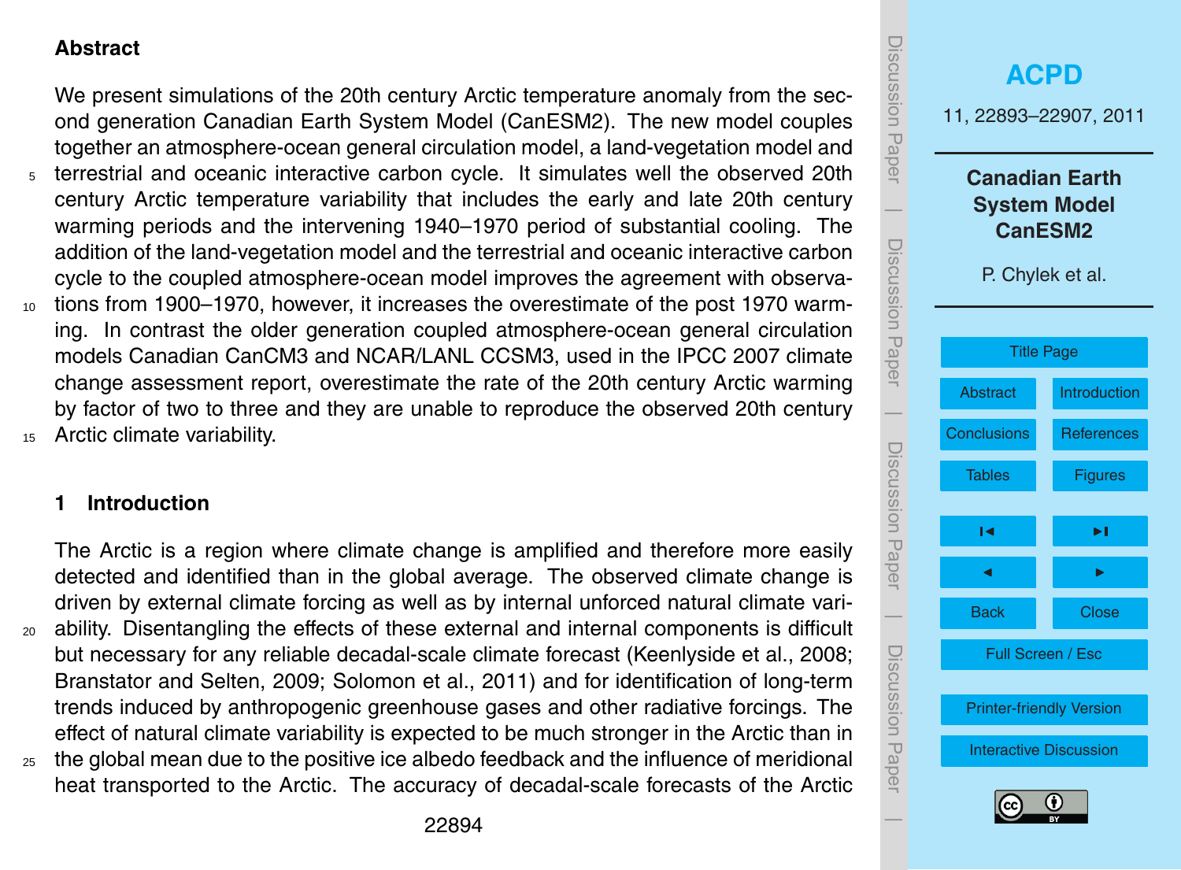## Abstract

We present simulations of the 20th century Arctic temperature anomaly from the second generation Canadian Earth System Model (CanESM2). The new model couples together an atmosphere-ocean general circulation model, a land-vegetation model and terrestrial and oceanic interactive carbon cycle. It simulates well the observed 20th century Arctic temperature variability that includes the early and late 20th century warming periods and the intervening 1940–1970 period of substantial cooling. The addition of the land-vegetation model and the terrestrial and oceanic interactive carbon cycle to the coupled atmosphere-ocean model improves the agreement with observations from 1900–1970, however, it increases the overestimate of the post 1970 warming. In contrast the older generation coupled atmosphere-ocean general circulation models Canadian CanCM3 and NCAR/LANL CCSM3, used in the IPCC 2007 climate change assessment report, overestimate the rate of the 20th century Arctic warming by factor of two to three and they are unable to reproduce the observed 20th century Arctic climate variability.

## 1 Introduction

The Arctic is a region where climate change is amplified and therefore more easily detected and identified than in the global average. The observed climate change is driven by external climate forcing as well as by internal unforced natural climate variability. Disentangling the effects of these external and internal components is difficult but necessary for any reliable decadal-scale climate forecast (Keenlyside et al., 2008; Branstator and Selten, 2009; Solomon et al., 2011) and for identification of long-term trends induced by anthropogenic greenhouse gases and other radiative forcings. The effect of natural climate variability is expected to be much stronger in the Arctic than in the global mean due to the positive ice albedo feedback and the influence of meridional heat transported to the Arctic. The accuracy of decadal-scale forecasts of the Arctic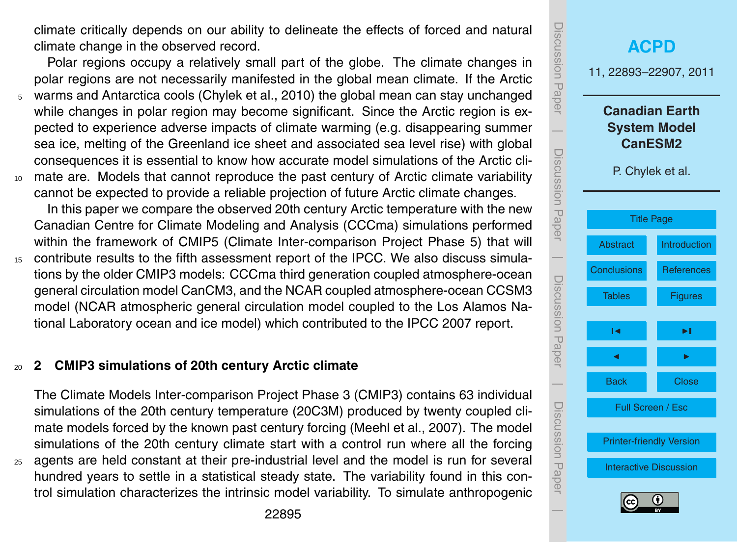climate critically depends on our ability to delineate the effects of forced and natural climate change in the observed record.

Polar regions occupy a relatively small part of the globe. The climate changes in polar regions are not necessarily manifested in the global mean climate. If the Arctic warms and Antarctica cools (Chylek et al., 2010) the global mean can stay unchanged while changes in polar region may become significant. Since the Arctic region is expected to experience adverse impacts of climate warming (e.g. disappearing summer sea ice, melting of the Greenland ice sheet and associated sea level rise) with global consequences it is essential to know how accurate model simulations of the Arctic climate are. Models that cannot reproduce the past century of Arctic climate variability cannot be expected to provide a reliable projection of future Arctic climate changes.

In this paper we compare the observed 20th century Arctic temperature with the new Canadian Centre for Climate Modeling and Analysis (CCCma) simulations performed within the framework of CMIP5 (Climate Inter-comparison Project Phase 5) that will contribute results to the fifth assessment report of the IPCC. We also discuss simulations by the older CMIP3 models: CCCma third generation coupled atmosphere-ocean general circulation model CanCM3, and the NCAR coupled atmosphere-ocean CCSM3 model (NCAR atmospheric general circulation model coupled to the Los Alamos National Laboratory ocean and ice model) which contributed to the IPCC 2007 report.

## 2 CMIP3 simulations of 20th century Arctic climate

The Climate Models Inter-comparison Project Phase 3 (CMIP3) contains 63 individual simulations of the 20th century temperature (20C3M) produced by twenty coupled climate models forced by the known past century forcing (Meehl et al., 2007). The model simulations of the 20th century climate start with a control run where all the forcing agents are held constant at their pre-industrial level and the model is run for several hundred years to settle in a statistical steady state. The variability found in this control simulation characterizes the intrinsic model variability. To simulate anthropogenic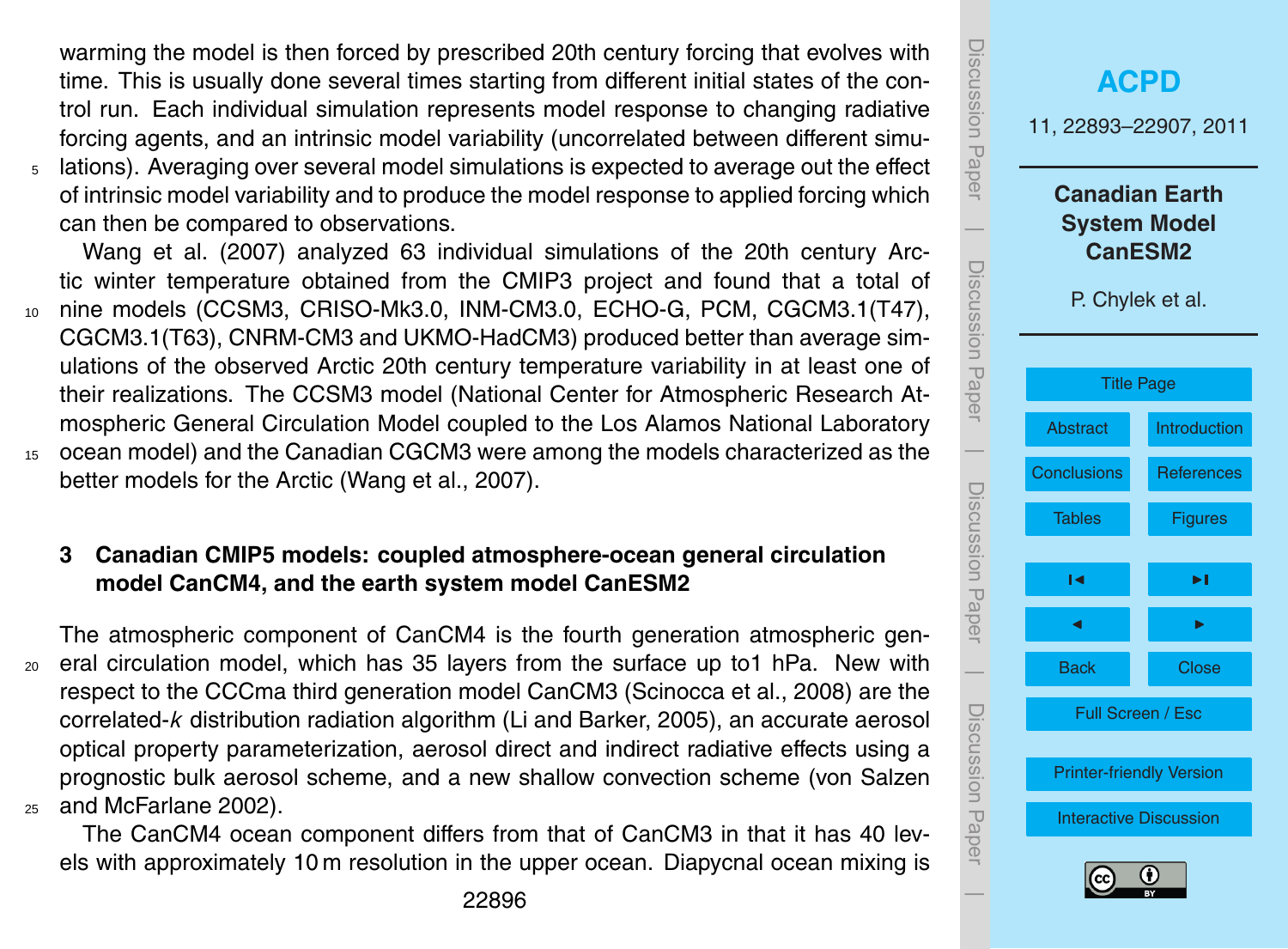warming the model is then forced by prescribed 20th century forcing that evolves with time. This is usually done several times starting from different initial states of the control run. Each individual simulation represents model response to changing radiative forcing agents, and an intrinsic model variability (uncorrelated between different simulations). Averaging over several model simulations is expected to average out the effect of intrinsic model variability and to produce the model response to applied forcing which can then be compared to observations.

Wang et al. (2007) analyzed 63 individual simulations of the 20th century Arctic winter temperature obtained from the CMIP3 project and found that a total of nine models (CCSM3, CRISO-Mk3.0, INM-CM3.0, ECHO-G, PCM, CGCM3.1(T47), CGCM3.1(T63), CNRM-CM3 and UKMO-HadCM3) produced better than average simulations of the observed Arctic 20th century temperature variability in at least one of their realizations. The CCSM3 model (National Center for Atmospheric Research Atmospheric General Circulation Model coupled to the Los Alamos National Laboratory ocean model) and the Canadian CGCM3 were among the models characterized as the better models for the Arctic (Wang et al., 2007).

## 3 Canadian CMIP5 models: coupled atmosphere-ocean general circulation model CanCM4, and the earth system model CanESM2

The atmospheric component of CanCM4 is the fourth generation atmospheric general circulation model, which has 35 layers from the surface up to1 hPa. New with respect to the CCCma third generation model CanCM3 (Scinocca et al., 2008) are the correlated-*k* distribution radiation algorithm (Li and Barker, 2005), an accurate aerosol optical property parameterization, aerosol direct and indirect radiative effects using a prognostic bulk aerosol scheme, and a new shallow convection scheme (von Salzen and McFarlane 2002).

The CanCM4 ocean component differs from that of CanCM3 in that it has 40 levels with approximately 10 m resolution in the upper ocean. Diapycnal ocean mixing is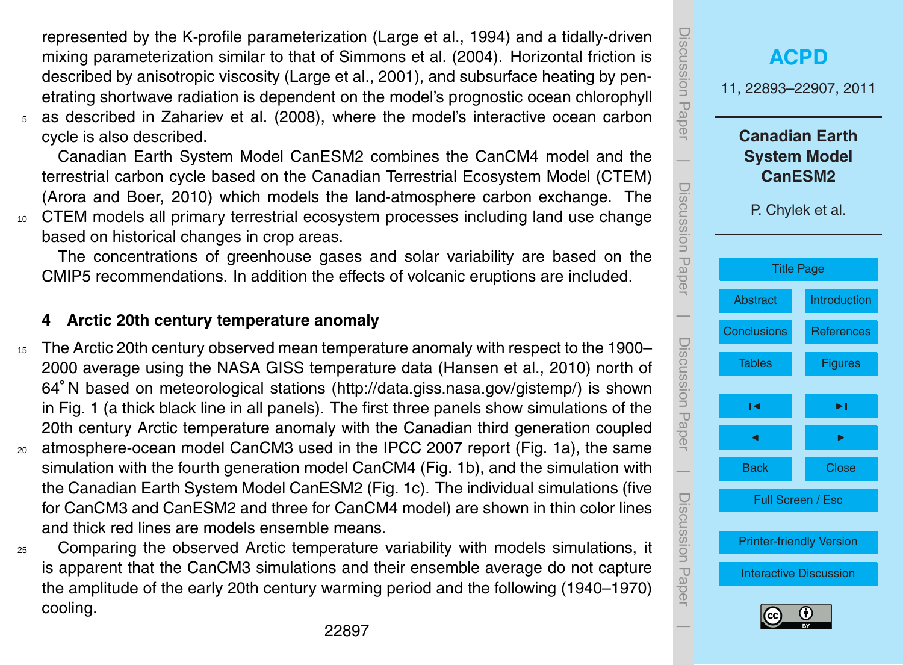represented by the K-profile parameterization (Large et al., 1994) and a tidally-driven mixing parameterization similar to that of Simmons et al. (2004). Horizontal friction is described by anisotropic viscosity (Large et al., 2001), and subsurface heating by penetrating shortwave radiation is dependent on the model's prognostic ocean chlorophyll as described in Zahariev et al. (2008), where the model's interactive ocean carbon cycle is also described.

Canadian Earth System Model CanESM2 combines the CanCM4 model and the terrestrial carbon cycle based on the Canadian Terrestrial Ecosystem Model (CTEM) (Arora and Boer, 2010) which models the land-atmosphere carbon exchange. The CTEM models all primary terrestrial ecosystem processes including land use change based on historical changes in crop areas.

The concentrations of greenhouse gases and solar variability are based on the CMIP5 recommendations. In addition the effects of volcanic eruptions are included.

## 4 Arctic 20th century temperature anomaly

The Arctic 20th century observed mean temperature anomaly with respect to the 1900–2000 average using the NASA GISS temperature data (Hansen et al., 2010) north of 64° N based on meteorological stations (http://data.giss.nasa.gov/gistemp/) is shown in Fig. 1 (a thick black line in all panels). The first three panels show simulations of the 20th century Arctic temperature anomaly with the Canadian third generation coupled atmosphere-ocean model CanCM3 used in the IPCC 2007 report (Fig. 1a), the same simulation with the fourth generation model CanCM4 (Fig. 1b), and the simulation with the Canadian Earth System Model CanESM2 (Fig. 1c). The individual simulations (five for CanCM3 and CanESM2 and three for CanCM4 model) are shown in thin color lines and thick red lines are models ensemble means.

Comparing the observed Arctic temperature variability with models simulations, it is apparent that the CanCM3 simulations and their ensemble average do not capture the amplitude of the early 20th century warming period and the following (1940–1970) cooling.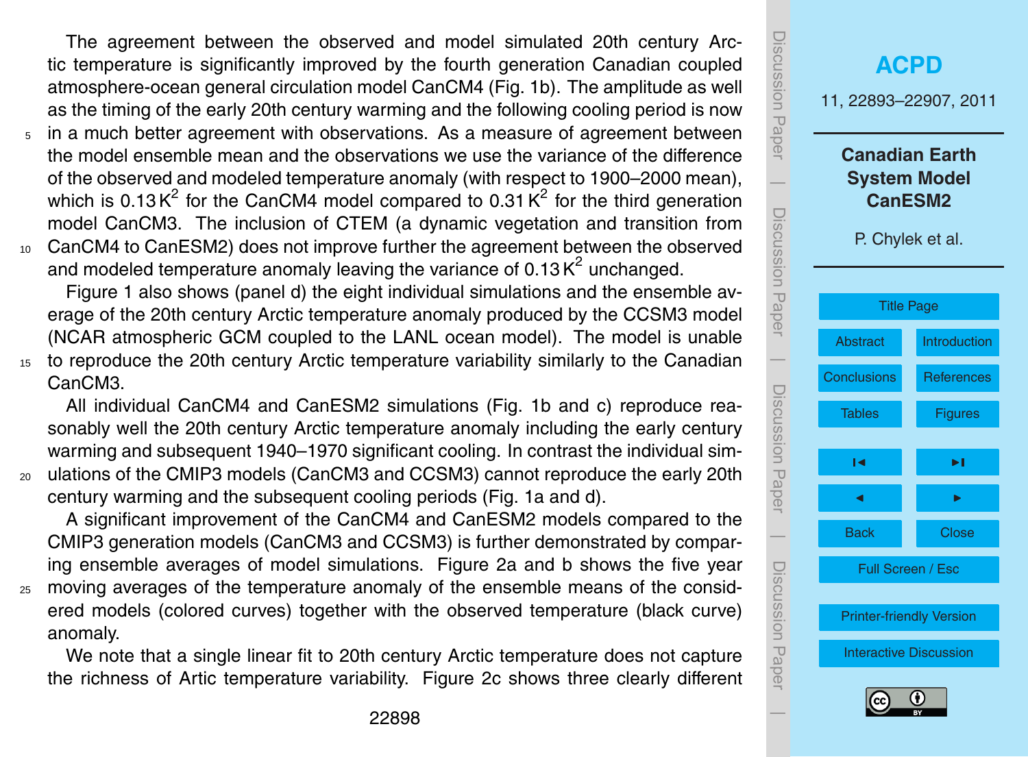The agreement between the observed and model simulated 20th century Arctic temperature is significantly improved by the fourth generation Canadian coupled atmosphere-ocean general circulation model CanCM4 (Fig. 1b). The amplitude as well as the timing of the early 20th century warming and the following cooling period is now in a much better agreement with observations. As a measure of agreement between the model ensemble mean and the observations we use the variance of the difference of the observed and modeled temperature anomaly (with respect to 1900–2000 mean), which is $0.13\,K^2$ for the CanCM4 model compared to $0.31\,K^2$ for the third generation model CanCM3. The inclusion of CTEM (a dynamic vegetation and transition from CanCM4 to CanESM2) does not improve further the agreement between the observed and modeled temperature anomaly leaving the variance of $0.13\,K^2$ unchanged.

Figure 1 also shows (panel d) the eight individual simulations and the ensemble average of the 20th century Arctic temperature anomaly produced by the CCSM3 model (NCAR atmospheric GCM coupled to the LANL ocean model). The model is unable to reproduce the 20th century Arctic temperature variability similarly to the Canadian CanCM3.

All individual CanCM4 and CanESM2 simulations (Fig. 1b and c) reproduce reasonably well the 20th century Arctic temperature anomaly including the early century warming and subsequent 1940–1970 significant cooling. In contrast the individual simulations of the CMIP3 models (CanCM3 and CCSM3) cannot reproduce the early 20th century warming and the subsequent cooling periods (Fig. 1a and d).

A significant improvement of the CanCM4 and CanESM2 models compared to the CMIP3 generation models (CanCM3 and CCSM3) is further demonstrated by comparing ensemble averages of model simulations. Figure 2a and b shows the five year moving averages of the temperature anomaly of the ensemble means of the considered models (colored curves) together with the observed temperature (black curve) anomaly.

We note that a single linear fit to 20th century Arctic temperature does not capture the richness of Artic temperature variability. Figure 2c shows three clearly different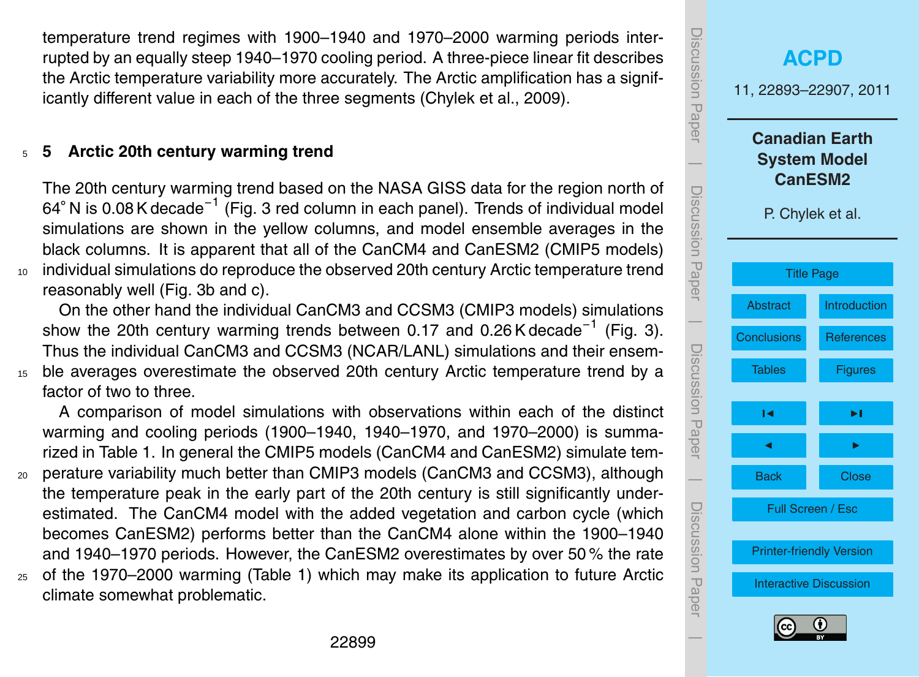temperature trend regimes with 1900–1940 and 1970–2000 warming periods interrupted by an equally steep 1940–1970 cooling period. A three-piece linear fit describes the Arctic temperature variability more accurately. The Arctic amplification has a significantly different value in each of the three segments (Chylek et al., 2009).

## 5 Arctic 20th century warming trend

The 20th century warming trend based on the NASA GISS data for the region north of 64° N is 0.08 K decade$^{-1}$ (Fig. 3 red column in each panel). Trends of individual model simulations are shown in the yellow columns, and model ensemble averages in the black columns. It is apparent that all of the CanCM4 and CanESM2 (CMIP5 models) individual simulations do reproduce the observed 20th century Arctic temperature trend reasonably well (Fig. 3b and c).

On the other hand the individual CanCM3 and CCSM3 (CMIP3 models) simulations show the 20th century warming trends between 0.17 and 0.26 K decade$^{-1}$ (Fig. 3). Thus the individual CanCM3 and CCSM3 (NCAR/LANL) simulations and their ensemble averages overestimate the observed 20th century Arctic temperature trend by a factor of two to three.

A comparison of model simulations with observations within each of the distinct warming and cooling periods (1900–1940, 1940–1970, and 1970–2000) is summarized in Table 1. In general the CMIP5 models (CanCM4 and CanESM2) simulate temperature variability much better than CMIP3 models (CanCM3 and CCSM3), although the temperature peak in the early part of the 20th century is still significantly underestimated. The CanCM4 model with the added vegetation and carbon cycle (which becomes CanESM2) performs better than the CanCM4 alone within the 1900–1940 and 1940–1970 periods. However, the CanESM2 overestimates by over 50 % the rate of the 1970–2000 warming (Table 1) which may make its application to future Arctic climate somewhat problematic.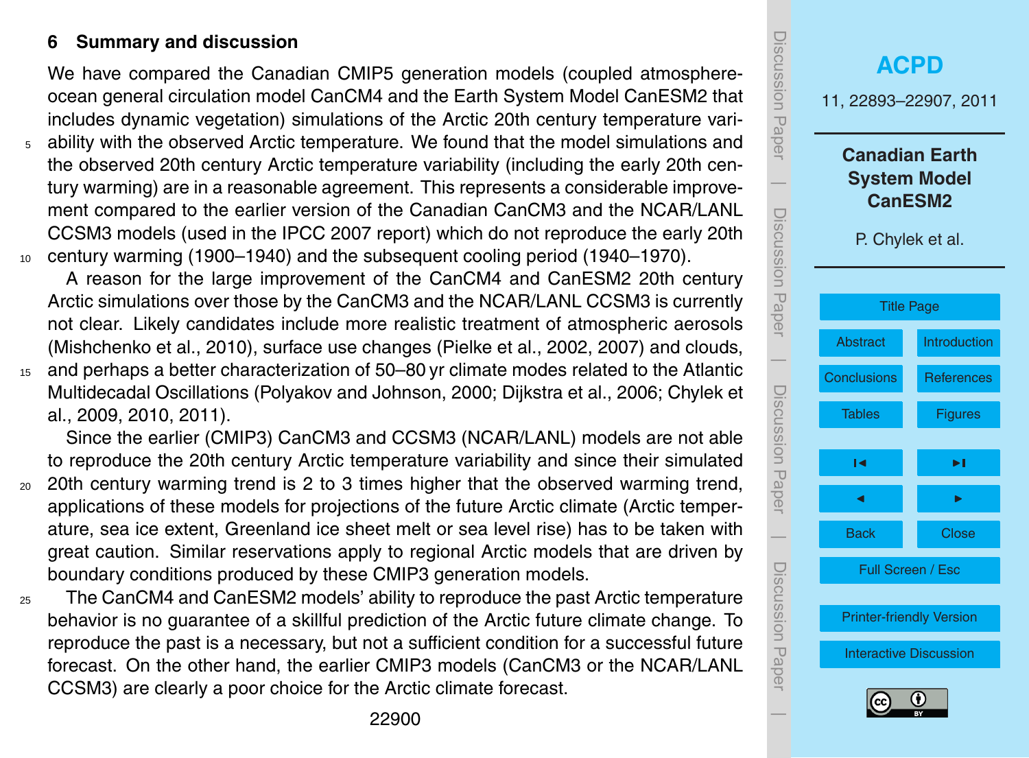## 6 Summary and discussion

We have compared the Canadian CMIP5 generation models (coupled atmosphere-ocean general circulation model CanCM4 and the Earth System Model CanESM2 that includes dynamic vegetation) simulations of the Arctic 20th century temperature variability with the observed Arctic temperature. We found that the model simulations and the observed 20th century Arctic temperature variability (including the early 20th century warming) are in a reasonable agreement. This represents a considerable improvement compared to the earlier version of the Canadian CanCM3 and the NCAR/LANL CCSM3 models (used in the IPCC 2007 report) which do not reproduce the early 20th century warming (1900–1940) and the subsequent cooling period (1940–1970).

A reason for the large improvement of the CanCM4 and CanESM2 20th century Arctic simulations over those by the CanCM3 and the NCAR/LANL CCSM3 is currently not clear. Likely candidates include more realistic treatment of atmospheric aerosols (Mishchenko et al., 2010), surface use changes (Pielke et al., 2002, 2007) and clouds, and perhaps a better characterization of 50–80 yr climate modes related to the Atlantic Multidecadal Oscillations (Polyakov and Johnson, 2000; Dijkstra et al., 2006; Chylek et al., 2009, 2010, 2011).

Since the earlier (CMIP3) CanCM3 and CCSM3 (NCAR/LANL) models are not able to reproduce the 20th century Arctic temperature variability and since their simulated 20th century warming trend is 2 to 3 times higher that the observed warming trend, applications of these models for projections of the future Arctic climate (Arctic temperature, sea ice extent, Greenland ice sheet melt or sea level rise) has to be taken with great caution. Similar reservations apply to regional Arctic models that are driven by boundary conditions produced by these CMIP3 generation models.

The CanCM4 and CanESM2 models' ability to reproduce the past Arctic temperature behavior is no guarantee of a skillful prediction of the Arctic future climate change. To reproduce the past is a necessary, but not a sufficient condition for a successful future forecast. On the other hand, the earlier CMIP3 models (CanCM3 or the NCAR/LANL CCSM3) are clearly a poor choice for the Arctic climate forecast.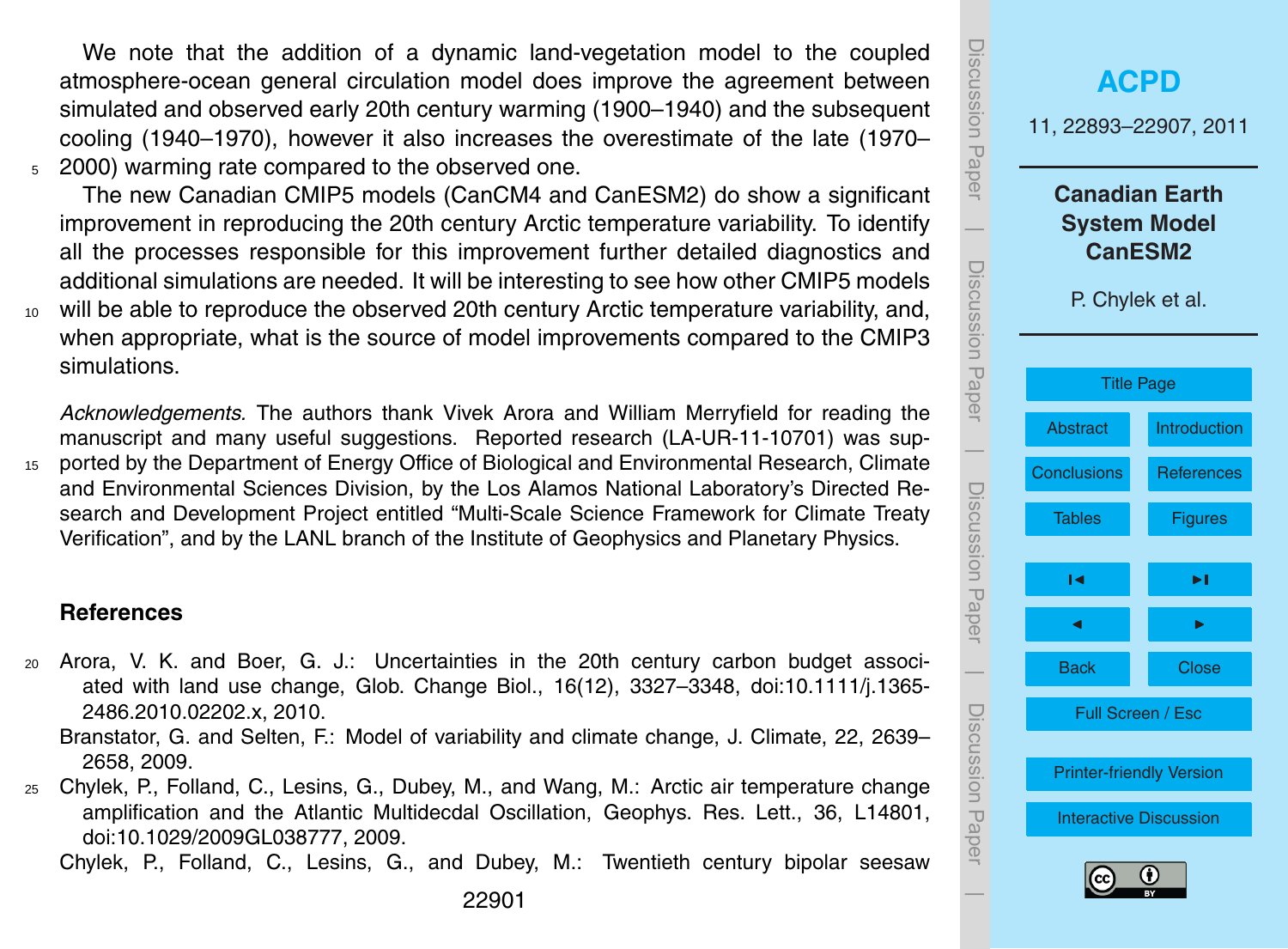We note that the addition of a dynamic land-vegetation model to the coupled atmosphere-ocean general circulation model does improve the agreement between simulated and observed early 20th century warming (1900–1940) and the subsequent cooling (1940–1970), however it also increases the overestimate of the late (1970–2000) warming rate compared to the observed one.

The new Canadian CMIP5 models (CanCM4 and CanESM2) do show a significant improvement in reproducing the 20th century Arctic temperature variability. To identify all the processes responsible for this improvement further detailed diagnostics and additional simulations are needed. It will be interesting to see how other CMIP5 models will be able to reproduce the observed 20th century Arctic temperature variability, and, when appropriate, what is the source of model improvements compared to the CMIP3 simulations.

*Acknowledgements.* The authors thank Vivek Arora and William Merryfield for reading the manuscript and many useful suggestions. Reported research (LA-UR-11-10701) was supported by the Department of Energy Office of Biological and Environmental Research, Climate and Environmental Sciences Division, by the Los Alamos National Laboratory's Directed Research and Development Project entitled "Multi-Scale Science Framework for Climate Treaty Verification", and by the LANL branch of the Institute of Geophysics and Planetary Physics.

## References

Arora, V. K. and Boer, G. J.: Uncertainties in the 20th century carbon budget associated with land use change, Glob. Change Biol., 16(12), 3327–3348, doi:10.1111/j.1365-2486.2010.02202.x, 2010.

Branstator, G. and Selten, F.: Model of variability and climate change, J. Climate, 22, 2639–2658, 2009.

Chylek, P., Folland, C., Lesins, G., Dubey, M., and Wang, M.: Arctic air temperature change amplification and the Atlantic Multidecdal Oscillation, Geophys. Res. Lett., 36, L14801, doi:10.1029/2009GL038777, 2009.

Chylek, P., Folland, C., Lesins, G., and Dubey, M.: Twentieth century bipolar seesaw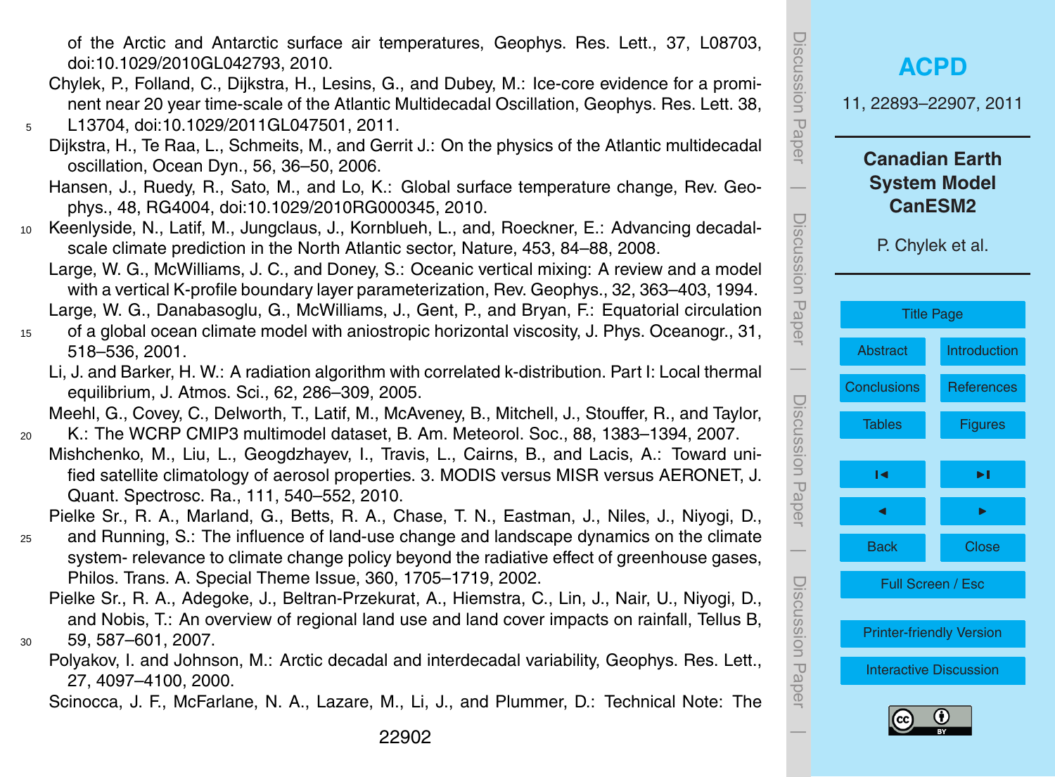of the Arctic and Antarctic surface air temperatures, Geophys. Res. Lett., 37, L08703, doi:10.1029/2010GL042793, 2010.

Chylek, P., Folland, C., Dijkstra, H., Lesins, G., and Dubey, M.: Ice-core evidence for a prominent near 20 year time-scale of the Atlantic Multidecadal Oscillation, Geophys. Res. Lett. 38, L13704, doi:10.1029/2011GL047501, 2011.

Dijkstra, H., Te Raa, L., Schmeits, M., and Gerrit J.: On the physics of the Atlantic multidecadal oscillation, Ocean Dyn., 56, 36–50, 2006.

Hansen, J., Ruedy, R., Sato, M., and Lo, K.: Global surface temperature change, Rev. Geophys., 48, RG4004, doi:10.1029/2010RG000345, 2010.

Keenlyside, N., Latif, M., Jungclaus, J., Kornblueh, L., and, Roeckner, E.: Advancing decadal-scale climate prediction in the North Atlantic sector, Nature, 453, 84–88, 2008.

Large, W. G., McWilliams, J. C., and Doney, S.: Oceanic vertical mixing: A review and a model with a vertical K-profile boundary layer parameterization, Rev. Geophys., 32, 363–403, 1994.

Large, W. G., Danabasoglu, G., McWilliams, J., Gent, P., and Bryan, F.: Equatorial circulation of a global ocean climate model with aniostropic horizontal viscosity, J. Phys. Oceanogr., 31, 518–536, 2001.

Li, J. and Barker, H. W.: A radiation algorithm with correlated k-distribution. Part I: Local thermal equilibrium, J. Atmos. Sci., 62, 286–309, 2005.

Meehl, G., Covey, C., Delworth, T., Latif, M., McAveney, B., Mitchell, J., Stouffer, R., and Taylor, K.: The WCRP CMIP3 multimodel dataset, B. Am. Meteorol. Soc., 88, 1383–1394, 2007.

Mishchenko, M., Liu, L., Geogdzhayev, I., Travis, L., Cairns, B., and Lacis, A.: Toward unified satellite climatology of aerosol properties. 3. MODIS versus MISR versus AERONET, J. Quant. Spectrosc. Ra., 111, 540–552, 2010.

Pielke Sr., R. A., Marland, G., Betts, R. A., Chase, T. N., Eastman, J., Niles, J., Niyogi, D., and Running, S.: The influence of land-use change and landscape dynamics on the climate system- relevance to climate change policy beyond the radiative effect of greenhouse gases, Philos. Trans. A. Special Theme Issue, 360, 1705–1719, 2002.

Pielke Sr., R. A., Adegoke, J., Beltran-Przekurat, A., Hiemstra, C., Lin, J., Nair, U., Niyogi, D., and Nobis, T.: An overview of regional land use and land cover impacts on rainfall, Tellus B, 59, 587–601, 2007.

Polyakov, I. and Johnson, M.: Arctic decadal and interdecadal variability, Geophys. Res. Lett., 27, 4097–4100, 2000.

Scinocca, J. F., McFarlane, N. A., Lazare, M., Li, J., and Plummer, D.: Technical Note: The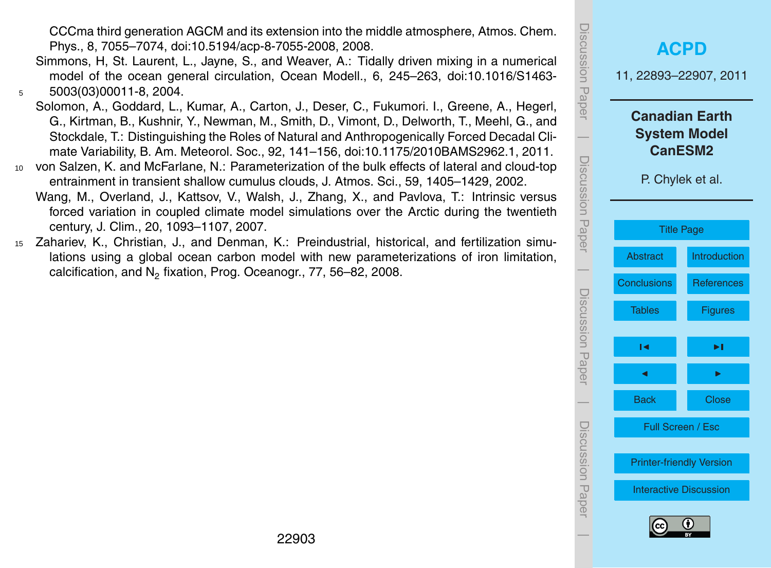CCCma third generation AGCM and its extension into the middle atmosphere, Atmos. Chem. Phys., 8, 7055–7074, doi:10.5194/acp-8-7055-2008, 2008.

Simmons, H, St. Laurent, L., Jayne, S., and Weaver, A.: Tidally driven mixing in a numerical model of the ocean general circulation, Ocean Modell., 6, 245–263, doi:10.1016/S1463-5003(03)00011-8, 2004.

Solomon, A., Goddard, L., Kumar, A., Carton, J., Deser, C., Fukumori. I., Greene, A., Hegerl, G., Kirtman, B., Kushnir, Y., Newman, M., Smith, D., Vimont, D., Delworth, T., Meehl, G., and Stockdale, T.: Distinguishing the Roles of Natural and Anthropogenically Forced Decadal Climate Variability, B. Am. Meteorol. Soc., 92, 141–156, doi:10.1175/2010BAMS2962.1, 2011.

von Salzen, K. and McFarlane, N.: Parameterization of the bulk effects of lateral and cloud-top entrainment in transient shallow cumulus clouds, J. Atmos. Sci., 59, 1405–1429, 2002.

Wang, M., Overland, J., Kattsov, V., Walsh, J., Zhang, X., and Pavlova, T.: Intrinsic versus forced variation in coupled climate model simulations over the Arctic during the twentieth century, J. Clim., 20, 1093–1107, 2007.

Zahariev, K., Christian, J., and Denman, K.: Preindustrial, historical, and fertilization simulations using a global ocean carbon model with new parameterizations of iron limitation, calcification, and $N_2$ fixation, Prog. Oceanogr., 77, 56–82, 2008.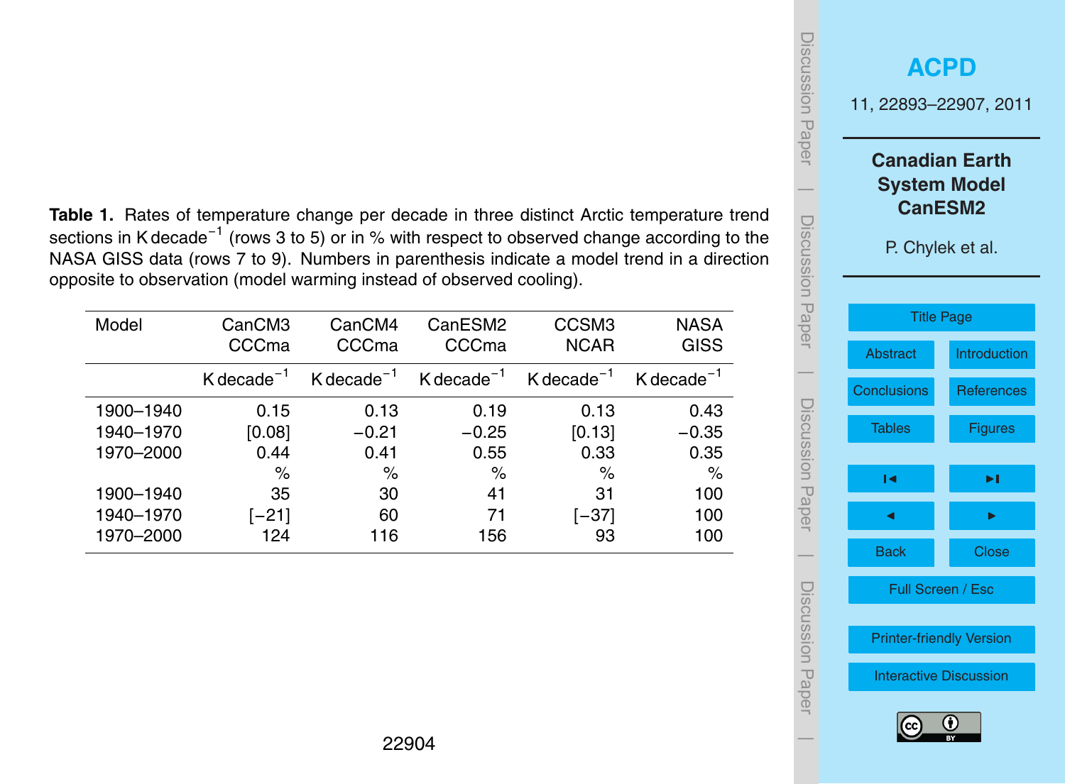**Table 1.** Rates of temperature change per decade in three distinct Arctic temperature trend sections in $\text{K decade}^{-1}$ (rows 3 to 5) or in % with respect to observed change according to the NASA GISS data (rows 7 to 9). Numbers in parenthesis indicate a model trend in a direction opposite to observation (model warming instead of observed cooling).

| Model | CanCM3 CCCma | CanCM4 CCCma | CanESM2 CCCma | CCSM3 NCAR | NASA GISS |
|---|---|---|---|---|---|
| | $\text{K decade}^{-1}$ | $\text{K decade}^{-1}$ | $\text{K decade}^{-1}$ | $\text{K decade}^{-1}$ | $\text{K decade}^{-1}$ |
| 1900–1940 | 0.15 | 0.13 | 0.19 | 0.13 | 0.43 |
| 1940–1970 | [0.08] | −0.21 | −0.25 | [0.13] | −0.35 |
| 1970–2000 | 0.44 | 0.41 | 0.55 | 0.33 | 0.35 |
| | % | % | % | % | % |
| 1900–1940 | 35 | 30 | 41 | 31 | 100 |
| 1940–1970 | [−21] | 60 | 71 | [−37] | 100 |
| 1970–2000 | 124 | 116 | 156 | 93 | 100 |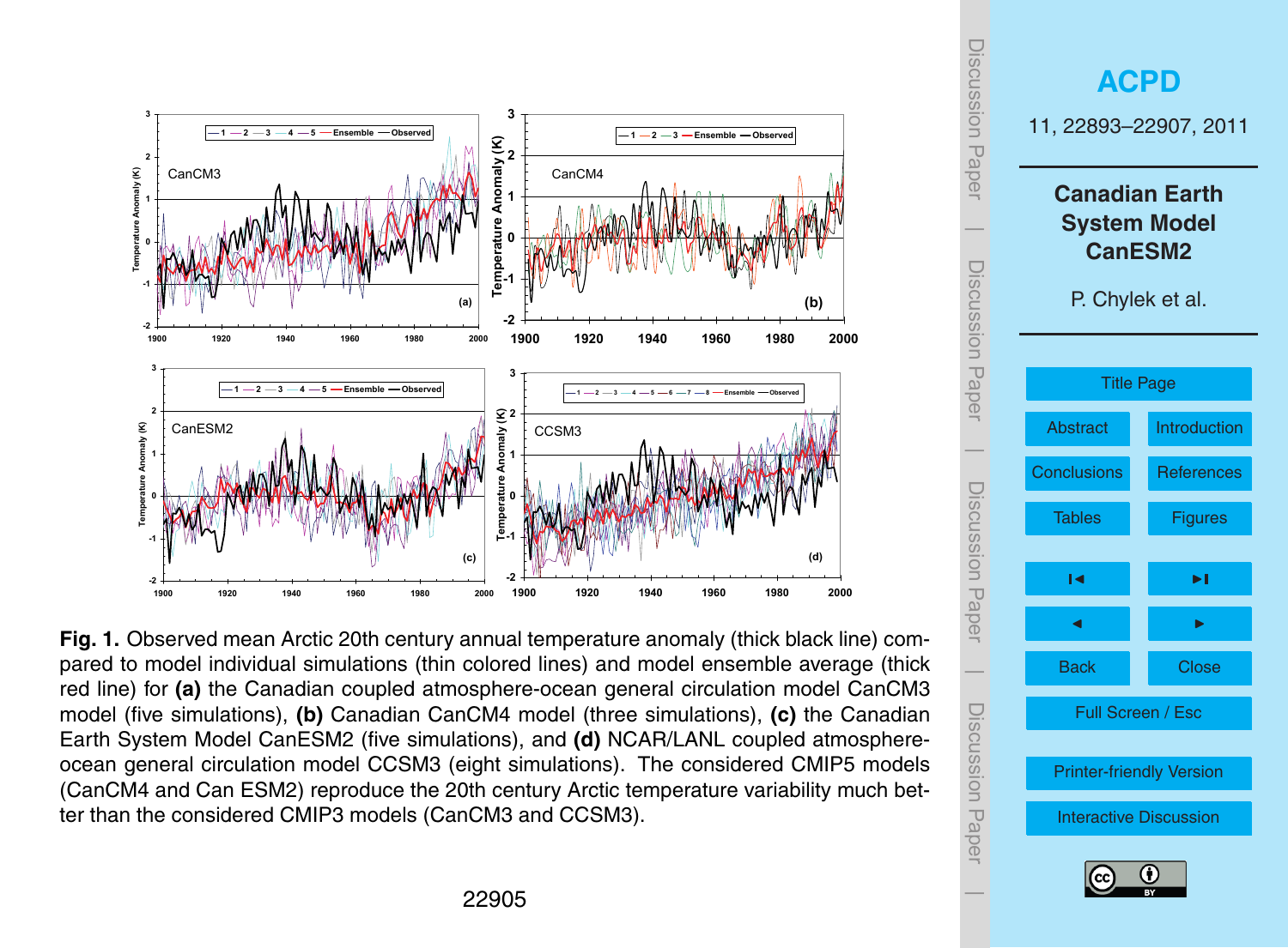**Fig. 1.** Observed mean Arctic 20th century annual temperature anomaly (thick black line) compared to model individual simulations (thin colored lines) and model ensemble average (thick red line) for **(a)** the Canadian coupled atmosphere-ocean general circulation model CanCM3 model (five simulations), **(b)** Canadian CanCM4 model (three simulations), **(c)** the Canadian Earth System Model CanESM2 (five simulations), and **(d)** NCAR/LANL coupled atmosphere-ocean general circulation model CCSM3 (eight simulations). The considered CMIP5 models (CanCM4 and Can ESM2) reproduce the 20th century Arctic temperature variability much better than the considered CMIP3 models (CanCM3 and CCSM3).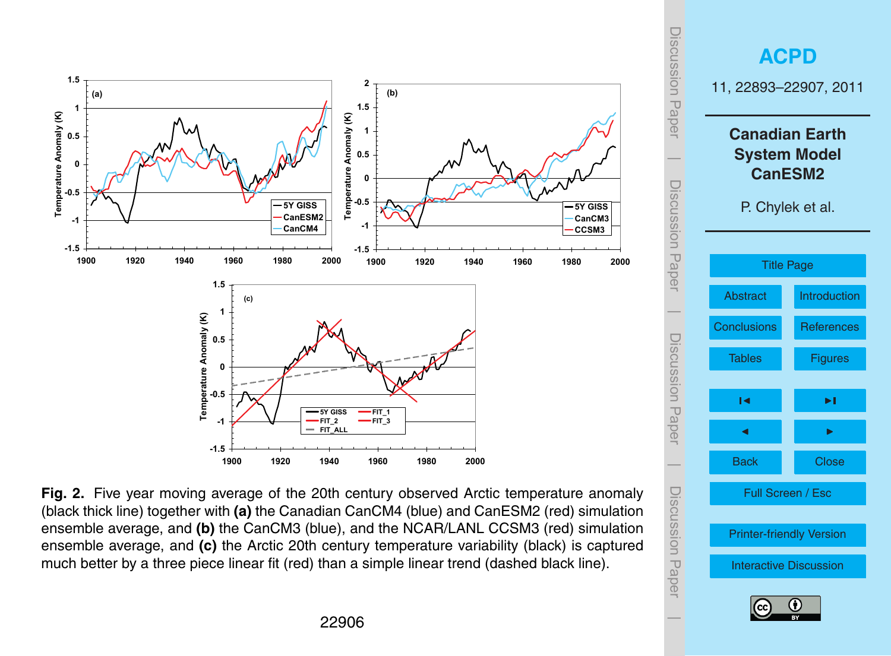**Fig. 2.** Five year moving average of the 20th century observed Arctic temperature anomaly (black thick line) together with **(a)** the Canadian CanCM4 (blue) and CanESM2 (red) simulation ensemble average, and **(b)** the CanCM3 (blue), and the NCAR/LANL CCSM3 (red) simulation ensemble average, and **(c)** the Arctic 20th century temperature variability (black) is captured much better by a three piece linear fit (red) than a simple linear trend (dashed black line).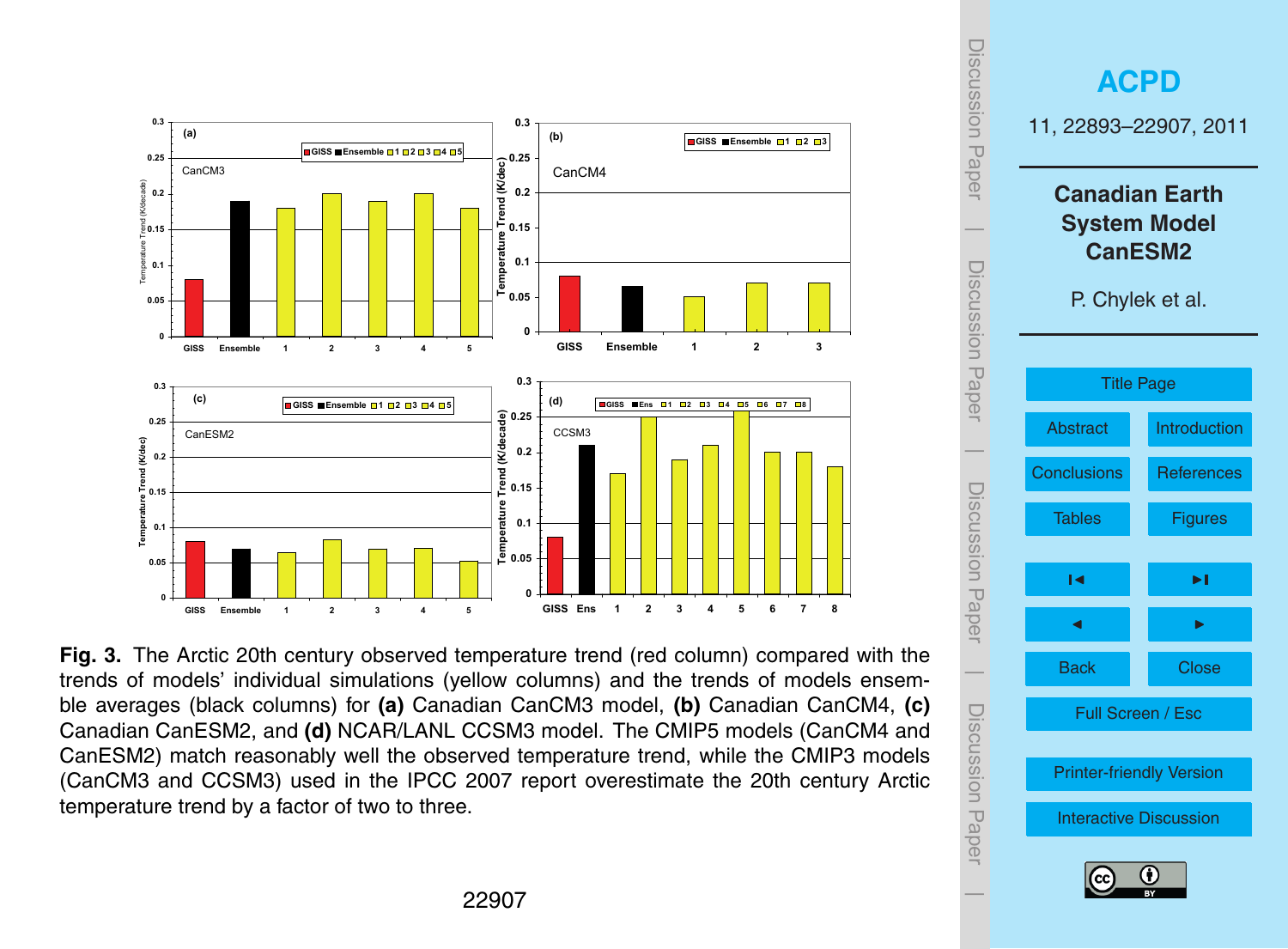(a)

CanCM3

GISS Ensemble 1 2 3 4 5

Temperature Trend (K/decade)

0.3
0.25
0.2
0.15
0.1
0.05
0

GISS Ensemble 1 2 3 4 5

(b)

CanCM4

GISS Ensemble 1 2 3

Temperature Trend (K/dec)

0.3
0.25
0.2
0.15
0.1
0.05
0

GISS Ensemble 1 2 3

(c)

CanESM2

GISS Ensemble 1 2 3 4 5

Temperature Trend (K/dec)

0.3
0.25
0.2
0.15
0.1
0.05
0

GISS Ensemble 1 2 3 4 5

(d)

CCSM3

GISS Ens 1 2 3 4 5 6 7 8

Temperature Trend (K/decade)

0.3
0.25
0.2
0.15
0.1
0.05
0

GISS Ens 1 2 3 4 5 6 7 8

**Fig. 3.** The Arctic 20th century observed temperature trend (red column) compared with the trends of models' individual simulations (yellow columns) and the trends of models ensemble averages (black columns) for **(a)** Canadian CanCM3 model, **(b)** Canadian CanCM4, **(c)** Canadian CanESM2, and **(d)** NCAR/LANL CCSM3 model. The CMIP5 models (CanCM4 and CanESM2) match reasonably well the observed temperature trend, while the CMIP3 models (CanCM3 and CCSM3) used in the IPCC 2007 report overestimate the 20th century Arctic temperature trend by a factor of two to three.